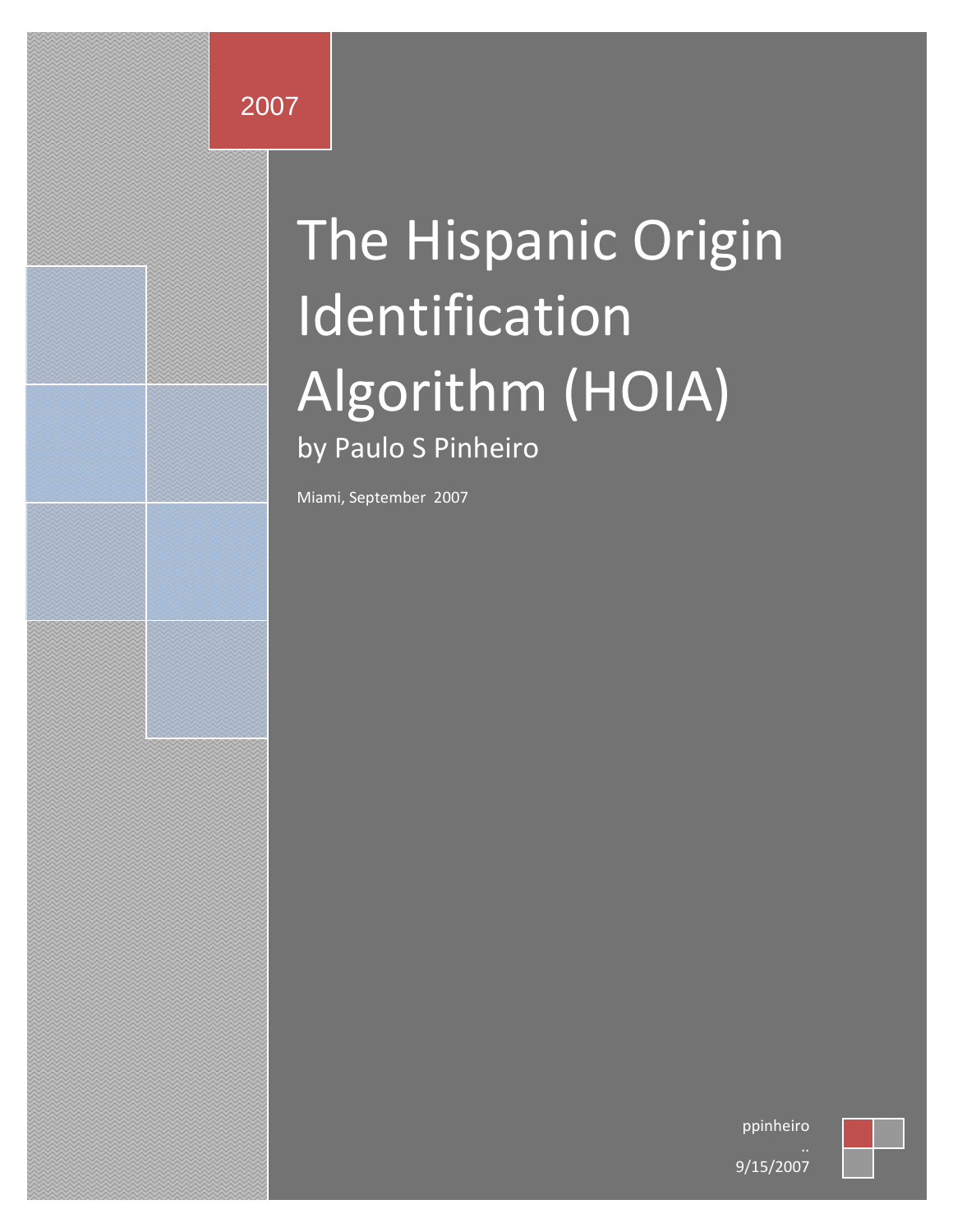2007

# The Hispanic Origin Identification Algorithm (HOIA)

## by Paulo S Pinheiro

Miami, September 2007

ppinheiro

..

9/15/2007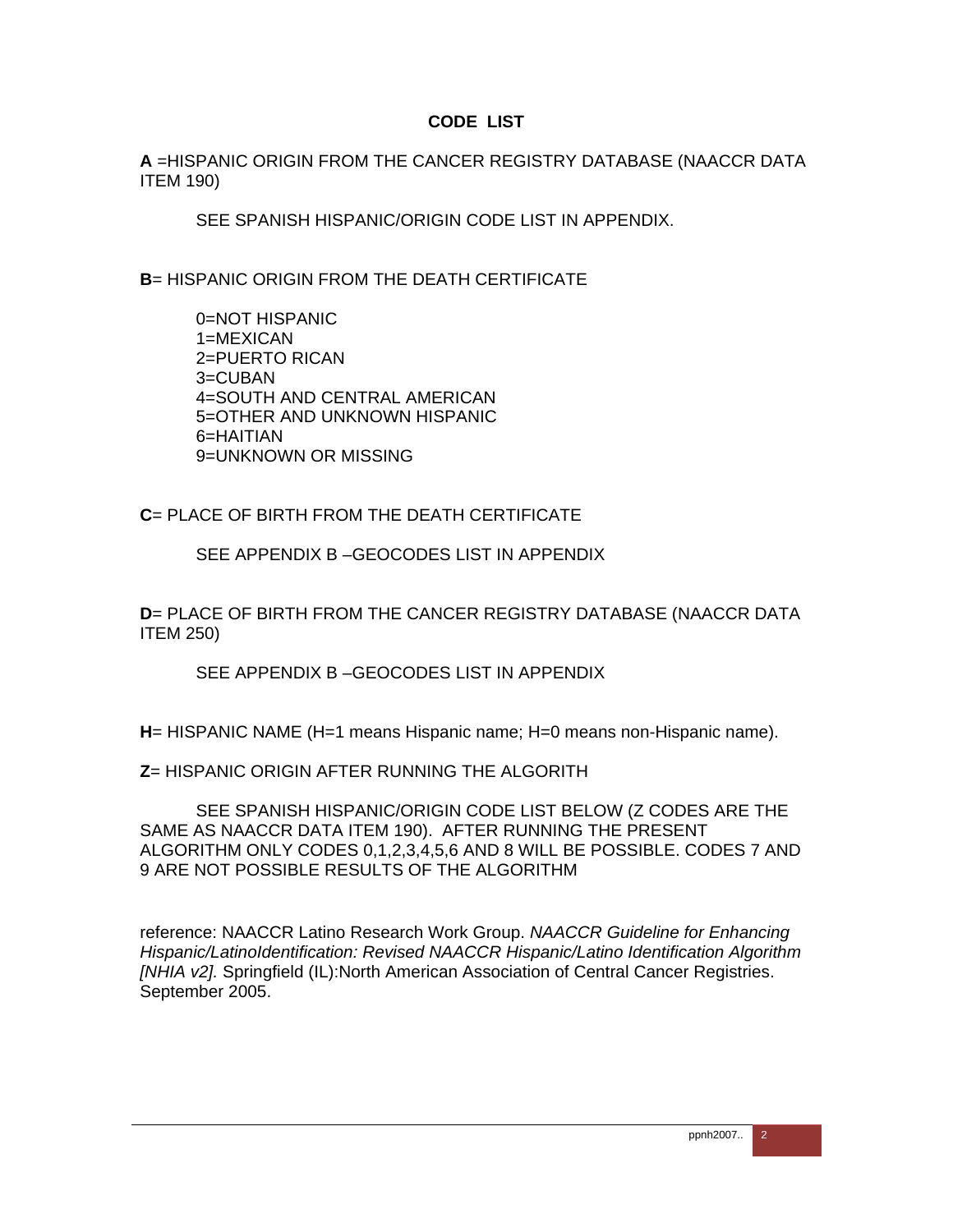## CODE LIST

**A** =HISPANIC ORIGIN FROM THE CANCER REGISTRY DATABASE (NAACCR DATA ITEM 190)

SEE SPANISH HISPANIC/ORIGIN CODE LIST IN APPENDIX.

**B**= HISPANIC ORIGIN FROM THE DEATH CERTIFICATE

0=NOT HISPANIC
1=MEXICAN
2=PUERTO RICAN
3=CUBAN
4=SOUTH AND CENTRAL AMERICAN
5=OTHER AND UNKNOWN HISPANIC
6=HAITIAN
9=UNKNOWN OR MISSING

**C**= PLACE OF BIRTH FROM THE DEATH CERTIFICATE

SEE APPENDIX B –GEOCODES LIST IN APPENDIX

**D**= PLACE OF BIRTH FROM THE CANCER REGISTRY DATABASE (NAACCR DATA ITEM 250)

SEE APPENDIX B –GEOCODES LIST IN APPENDIX

**H**= HISPANIC NAME (H=1 means Hispanic name; H=0 means non-Hispanic name).

**Z**= HISPANIC ORIGIN AFTER RUNNING THE ALGORITH

SEE SPANISH HISPANIC/ORIGIN CODE LIST BELOW (Z CODES ARE THE SAME AS NAACCR DATA ITEM 190). AFTER RUNNING THE PRESENT ALGORITHM ONLY CODES 0,1,2,3,4,5,6 AND 8 WILL BE POSSIBLE. CODES 7 AND 9 ARE NOT POSSIBLE RESULTS OF THE ALGORITHM

reference: NAACCR Latino Research Work Group. *NAACCR Guideline for Enhancing Hispanic/LatinoIdentification: Revised NAACCR Hispanic/Latino Identification Algorithm [NHIA v2]*. Springfield (IL):North American Association of Central Cancer Registries. September 2005.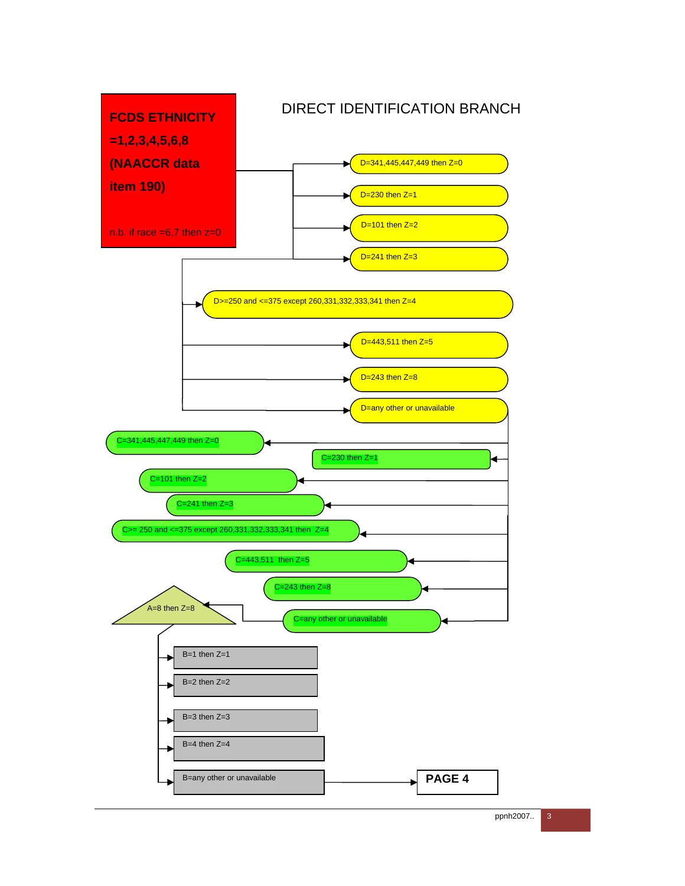# DIRECT IDENTIFICATION BRANCH

**FCDS ETHNICITY =1,2,3,4,5,6,8 (NAACCR data item 190)**

n.b. if race =6,7 then z=0

- D=341,445,447,449 then Z=0
- D=230 then Z=1
- D=101 then Z=2
- D=241 then Z=3
- D>=250 and <=375 except 260,331,332,333,341 then Z=4
- D=443,511 then Z=5
- D=243 then Z=8
- D=any other or unavailable
  - C=341,445,447,449 then Z=0
  - C=230 then Z=1
  - C=101 then Z=2
  - C=241 then Z=3
  - C>= 250 and <=375 except 260,331,332,333,341 then Z=4
  - C=443,511 then Z=5
  - C=243 then Z=8
  - C=any other or unavailable
    - A=8 then Z=8
      - B=1 then Z=1
      - B=2 then Z=2
      - B=3 then Z=3
      - B=4 then Z=4
      - B=any other or unavailable → **PAGE 4**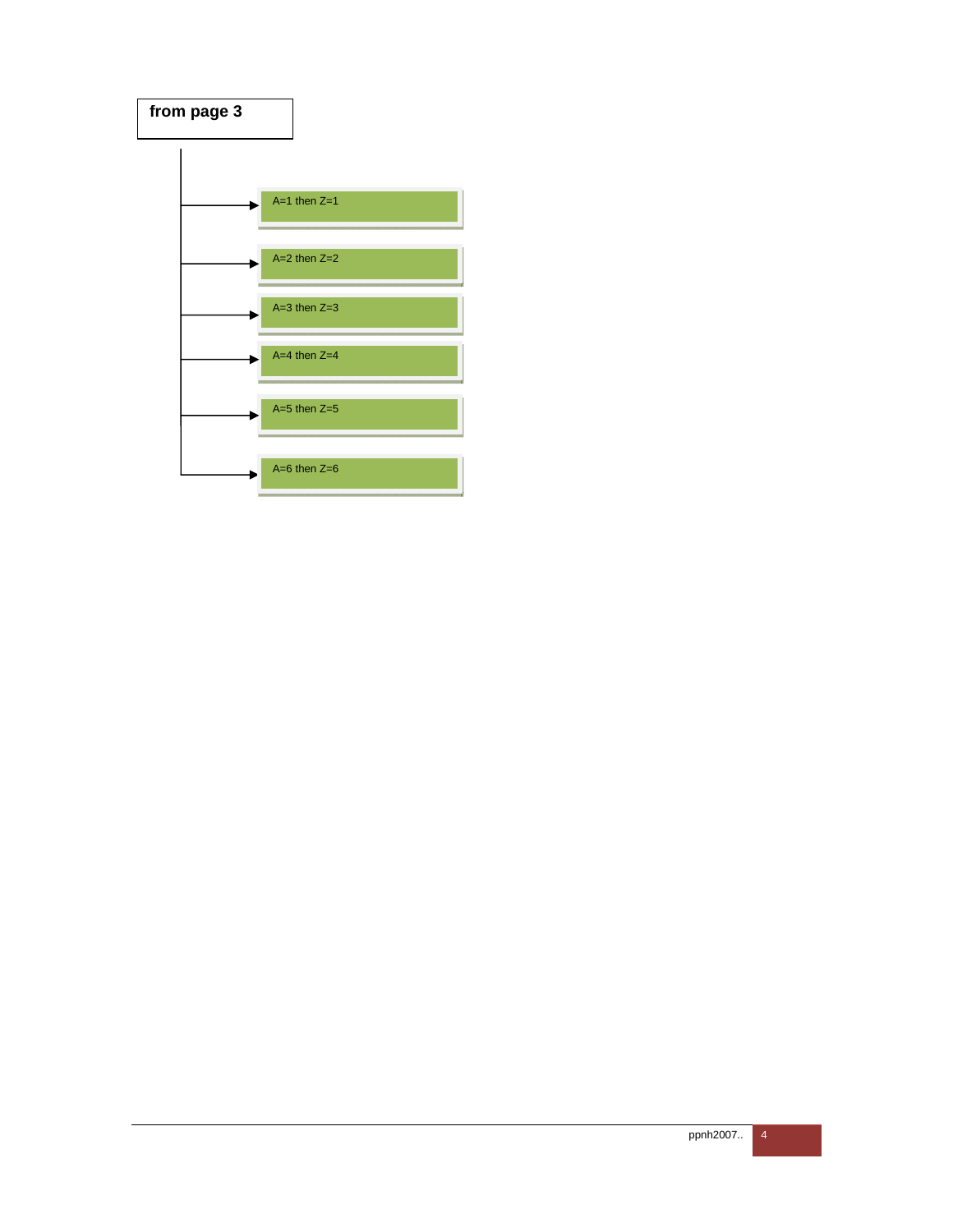**from page 3**

- A=1 then Z=1
- A=2 then Z=2
- A=3 then Z=3
- A=4 then Z=4
- A=5 then Z=5
- A=6 then Z=6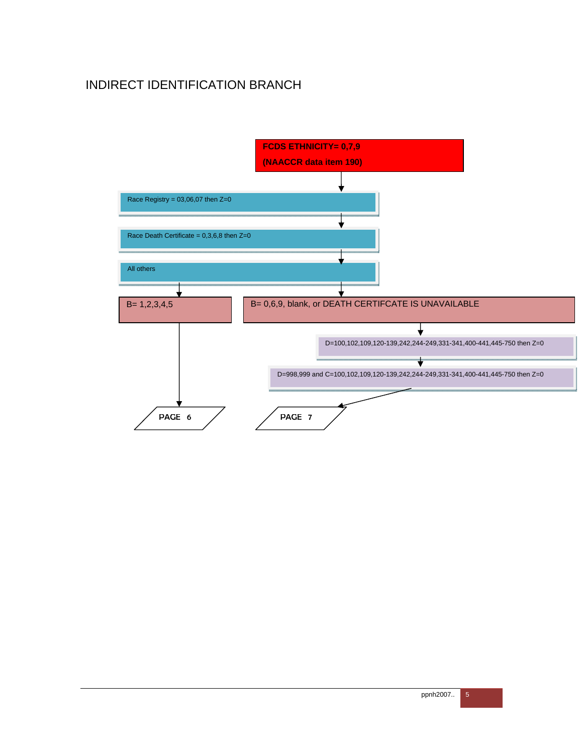# INDIRECT IDENTIFICATION BRANCH

**FCDS ETHNICITY= 0,7,9**

**(NAACCR data item 190)**

Race Registry = 03,06,07 then Z=0

Race Death Certificate = 0,3,6,8 then Z=0

All others

B= 1,2,3,4,5

B= 0,6,9, blank, or DEATH CERTIFCATE IS UNAVAILABLE

D=100,102,109,120-139,242,244-249,331-341,400-441,445-750 then Z=0

D=998,999 and C=100,102,109,120-139,242,244-249,331-341,400-441,445-750 then Z=0

**PAGE 6**

**PAGE 7**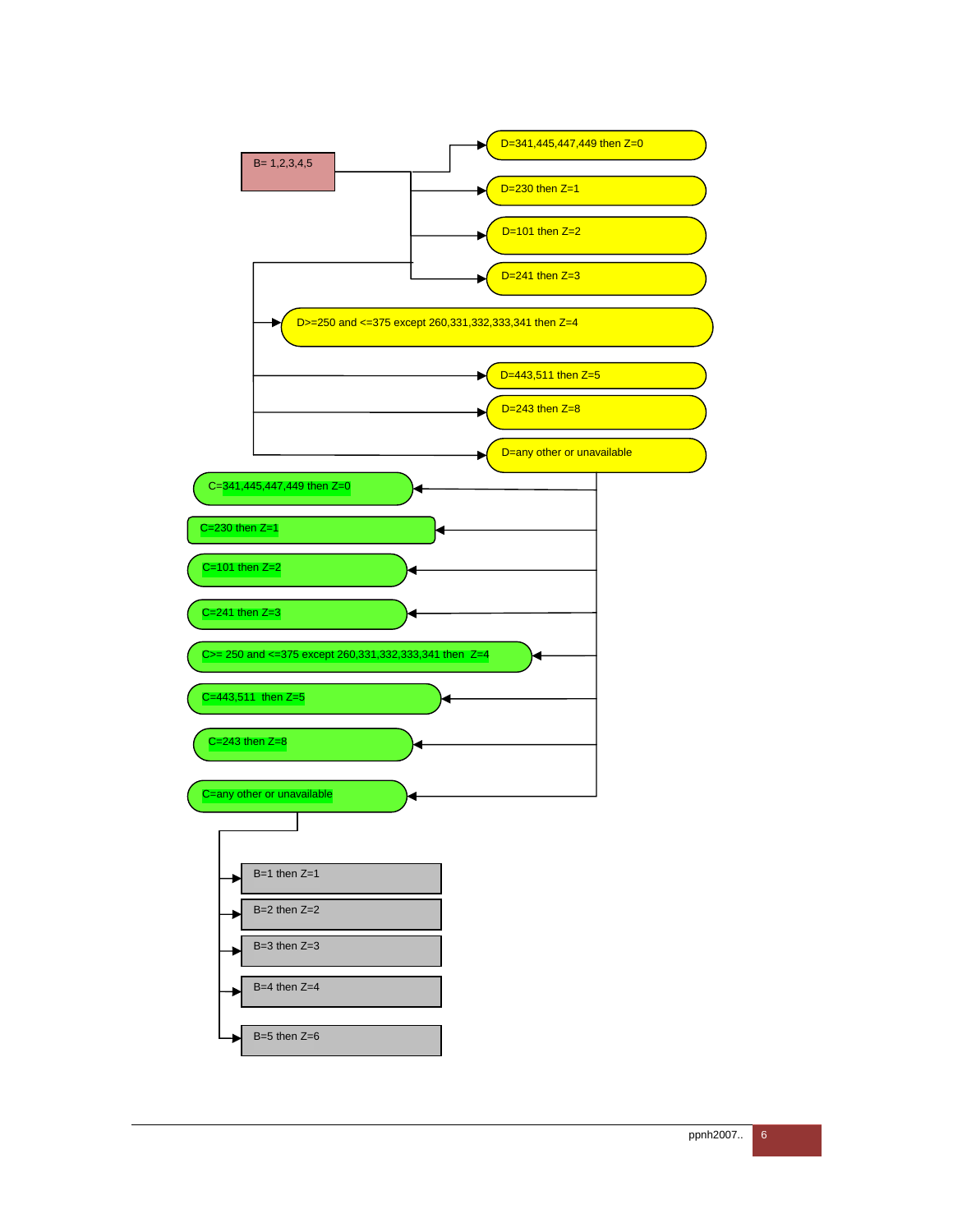B= 1,2,3,4,5

D=341,445,447,449 then Z=0

D=230 then Z=1

D=101 then Z=2

D=241 then Z=3

D>=250 and <=375 except 260,331,332,333,341 then Z=4

D=443,511 then Z=5

D=243 then Z=8

D=any other or unavailable

C=341,445,447,449 then Z=0

C=230 then Z=1

C=101 then Z=2

C=241 then Z=3

C>= 250 and <=375 except 260,331,332,333,341 then Z=4

C=443,511 then Z=5

C=243 then Z=8

C=any other or unavailable

B=1 then Z=1

B=2 then Z=2

B=3 then Z=3

B=4 then Z=4

B=5 then Z=6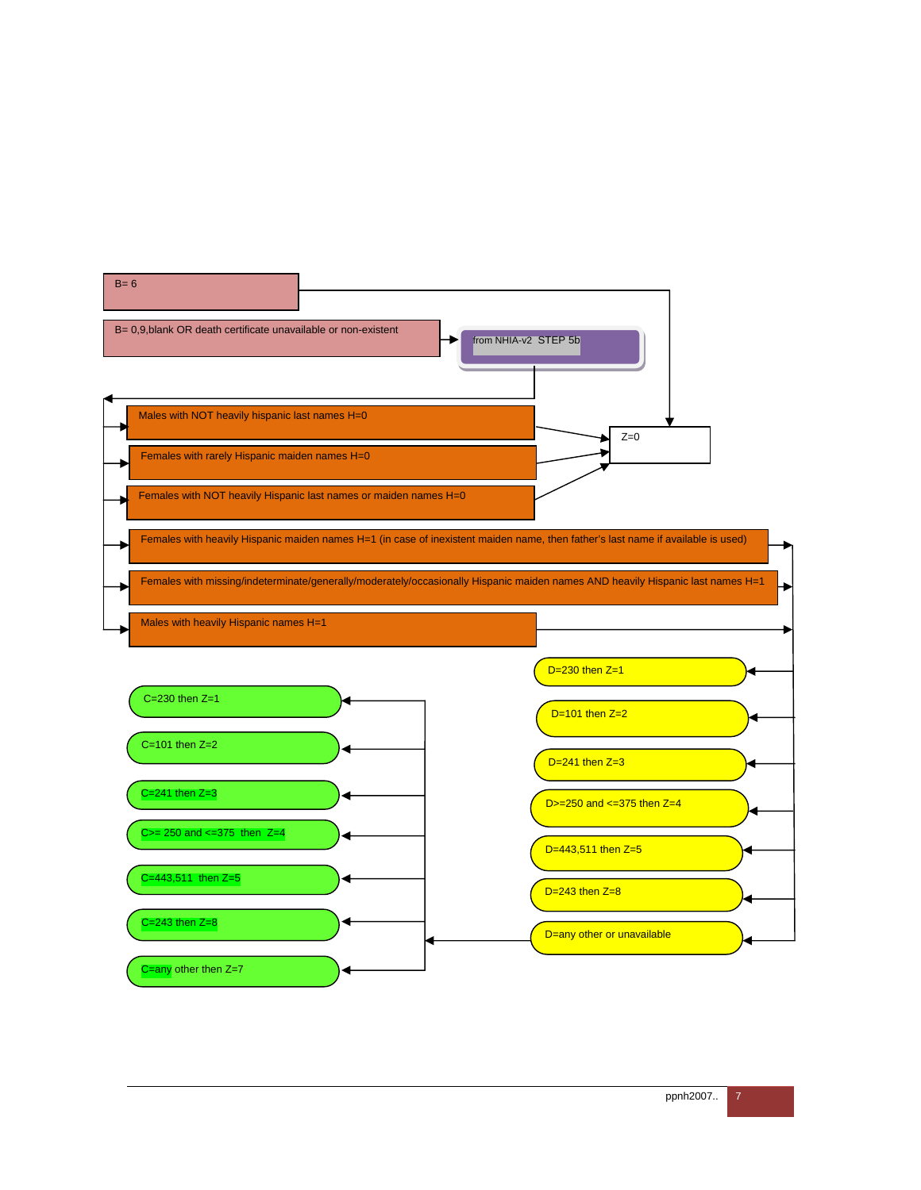B= 6

B= 0,9,blank OR death certificate unavailable or non-existent

from NHIA-v2 STEP 5b

Males with NOT heavily hispanic last names H=0

Females with rarely Hispanic maiden names H=0

Females with NOT heavily Hispanic last names or maiden names H=0

Z=0

Females with heavily Hispanic maiden names H=1 (in case of inexistent maiden name, then father's last name if available is used)

Females with missing/indeterminate/generally/moderately/occasionally Hispanic maiden names AND heavily Hispanic last names H=1

Males with heavily Hispanic names H=1

D=230 then Z=1

D=101 then Z=2

D=241 then Z=3

D>=250 and <=375 then Z=4

D=443,511 then Z=5

D=243 then Z=8

D=any other or unavailable

C=230 then Z=1

C=101 then Z=2

C=241 then Z=3

C>= 250 and <=375 then Z=4

C=443,511 then Z=5

C=243 then Z=8

C=any other then Z=7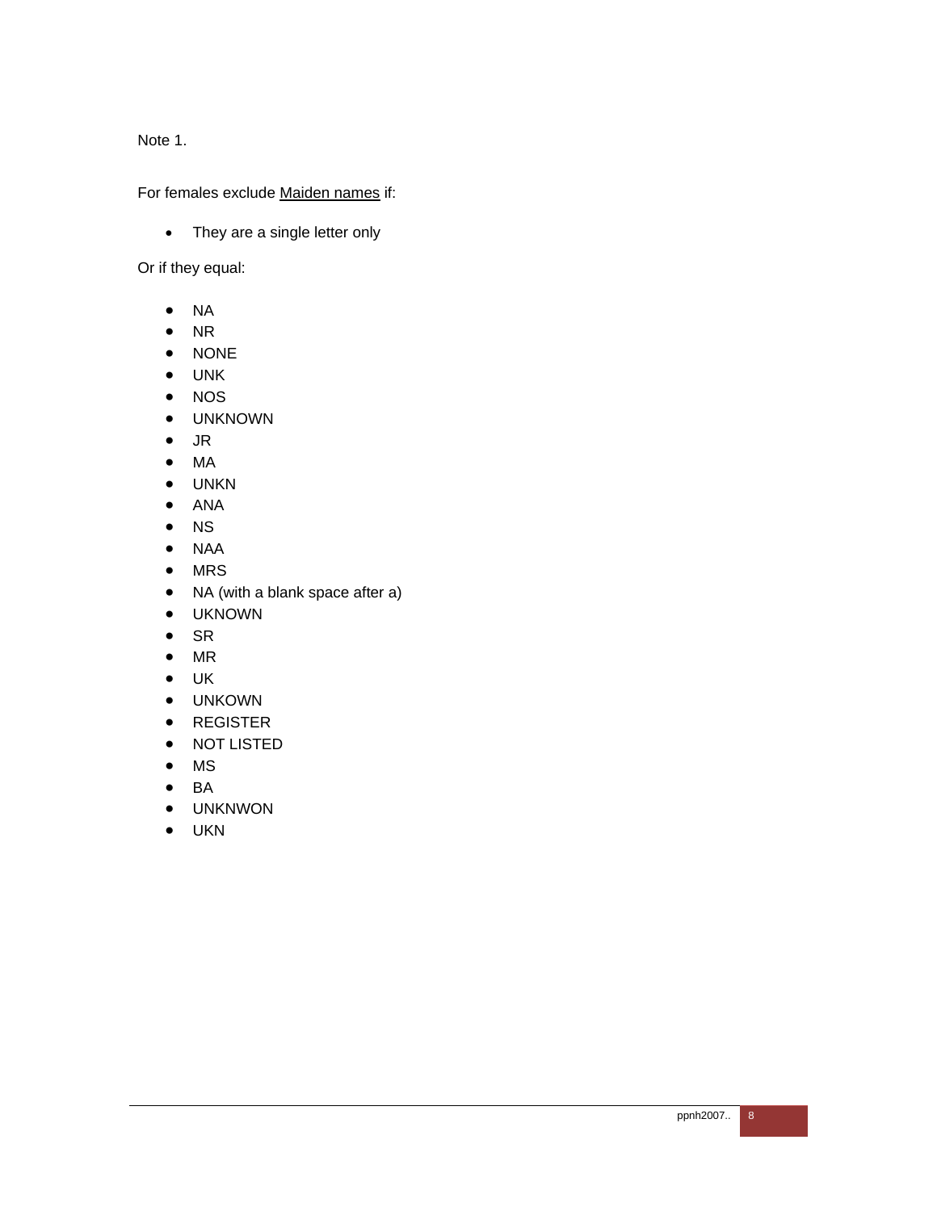Note 1.

For females exclude Maiden names if:

- They are a single letter only

Or if they equal:

- NA
- NR
- NONE
- UNK
- NOS
- UNKNOWN
- JR
- MA
- UNKN
- ANA
- NS
- NAA
- MRS
- NA (with a blank space after a)
- UKNOWN
- SR
- MR
- UK
- UNKOWN
- REGISTER
- NOT LISTED
- MS
- BA
- UNKNWON
- UKN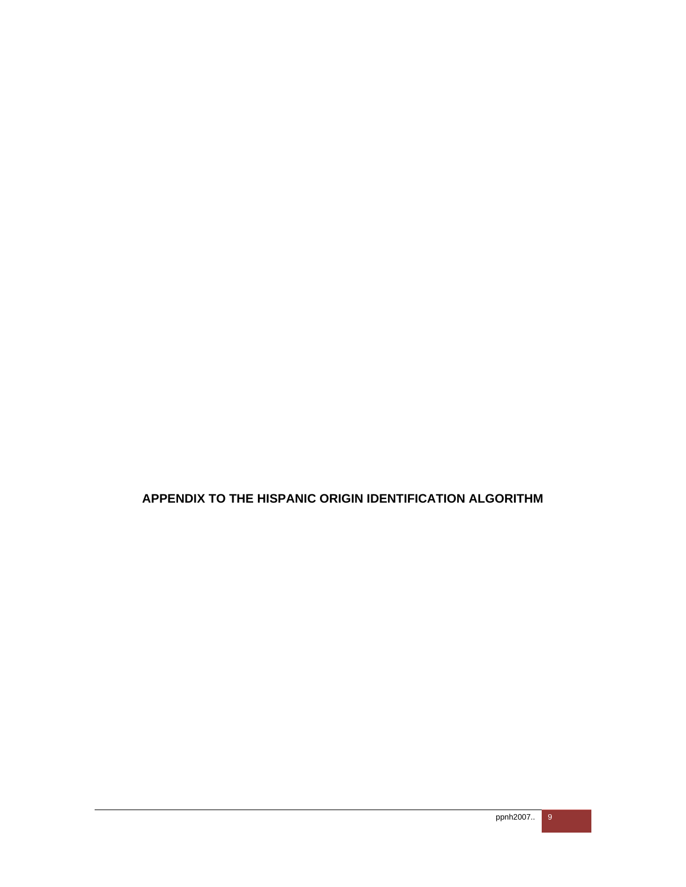# APPENDIX TO THE HISPANIC ORIGIN IDENTIFICATION ALGORITHM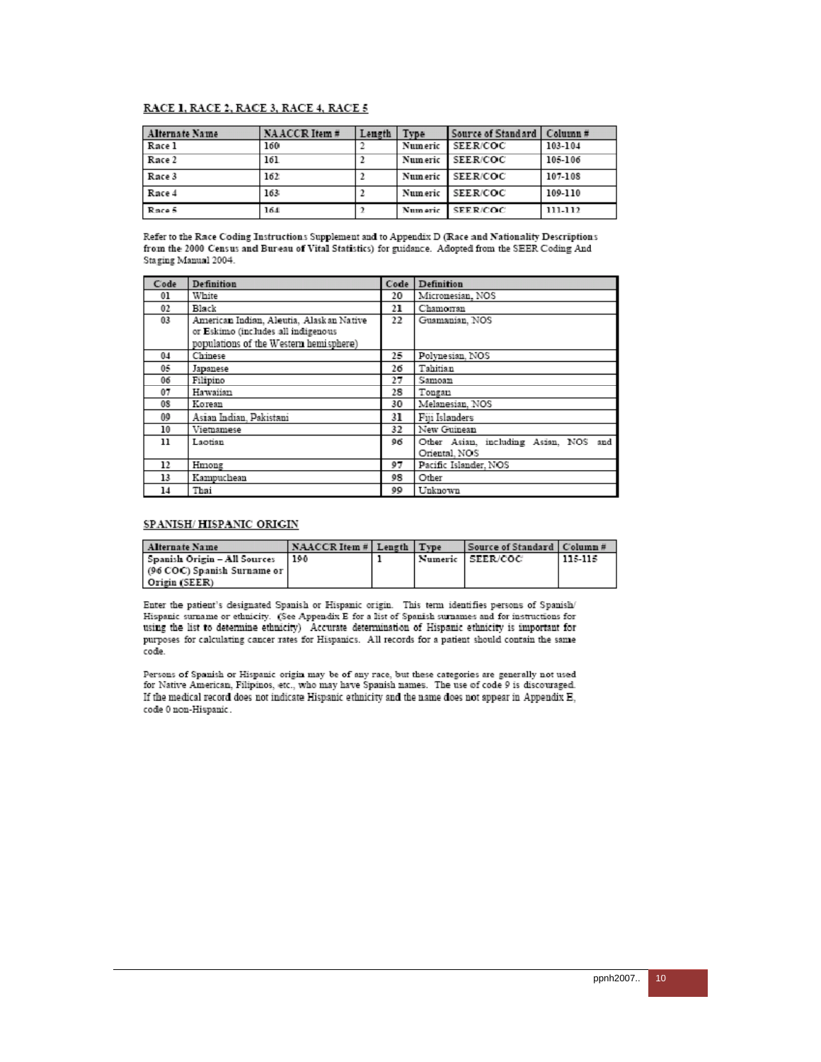## RACE 1, RACE 2, RACE 3, RACE 4, RACE 5

| Alternate Name | NAACCR Item # | Length | Type | Source of Standard | Column # |
|---|---|---|---|---|---|
| Race 1 | 160 | 2 | Numeric | SEER/COC | 103-104 |
| Race 2 | 161 | 2 | Numeric | SEER/COC | 105-106 |
| Race 3 | 162 | 2 | Numeric | SEER/COC | 107-108 |
| Race 4 | 163 | 2 | Numeric | SEER/COC | 109-110 |
| Race 5 | 164 | 2 | Numeric | SEER/COC | 111-112 |

Refer to the Race Coding Instructions Supplement and to Appendix D (Race and Nationality Descriptions from the 2000 Census and Bureau of Vital Statistics) for guidance. Adopted from the SEER Coding And Staging Manual 2004.

| Code | Definition | Code | Definition |
|---|---|---|---|
| 01 | White | 20 | Micronesian, NOS |
| 02 | Black | 21 | Chamorran |
| 03 | American Indian, Aleutia, Alaskan Native or Eskimo (includes all indigenous populations of the Western hemisphere) | 22 | Guamanian, NOS |
| 04 | Chinese | 25 | Polynesian, NOS |
| 05 | Japanese | 26 | Tahitian |
| 06 | Filipino | 27 | Samoan |
| 07 | Hawaiian | 28 | Tongan |
| 08 | Korean | 30 | Melanesian, NOS |
| 09 | Asian Indian, Pakistani | 31 | Fiji Islanders |
| 10 | Vietnamese | 32 | New Guinean |
| 11 | Laotian | 96 | Other Asian, including Asian, NOS and Oriental, NOS |
| 12 | Hmong | 97 | Pacific Islander, NOS |
| 13 | Kampuchean | 98 | Other |
| 14 | Thai | 99 | Unknown |

## SPANISH/ HISPANIC ORIGIN

| Alternate Name | NAACCR Item # | Length | Type | Source of Standard | Column # |
|---|---|---|---|---|---|
| Spanish Origin – All Sources (96 COC) Spanish Surname or Origin (SEER) | 190 | 1 | Numeric | SEER/COC | 115-115 |

Enter the patient's designated Spanish or Hispanic origin. This term identifies persons of Spanish/ Hispanic surname or ethnicity. (See Appendix E for a list of Spanish surnames and for instructions for using the list to determine ethnicity) Accurate determination of Hispanic ethnicity is important for purposes for calculating cancer rates for Hispanics. All records for a patient should contain the same code.

Persons of Spanish or Hispanic origin may be of any race, but these categories are generally not used for Native American, Filipinos, etc., who may have Spanish names. The use of code 9 is discouraged. If the medical record does not indicate Hispanic ethnicity and the name does not appear in Appendix E, code 0 non-Hispanic.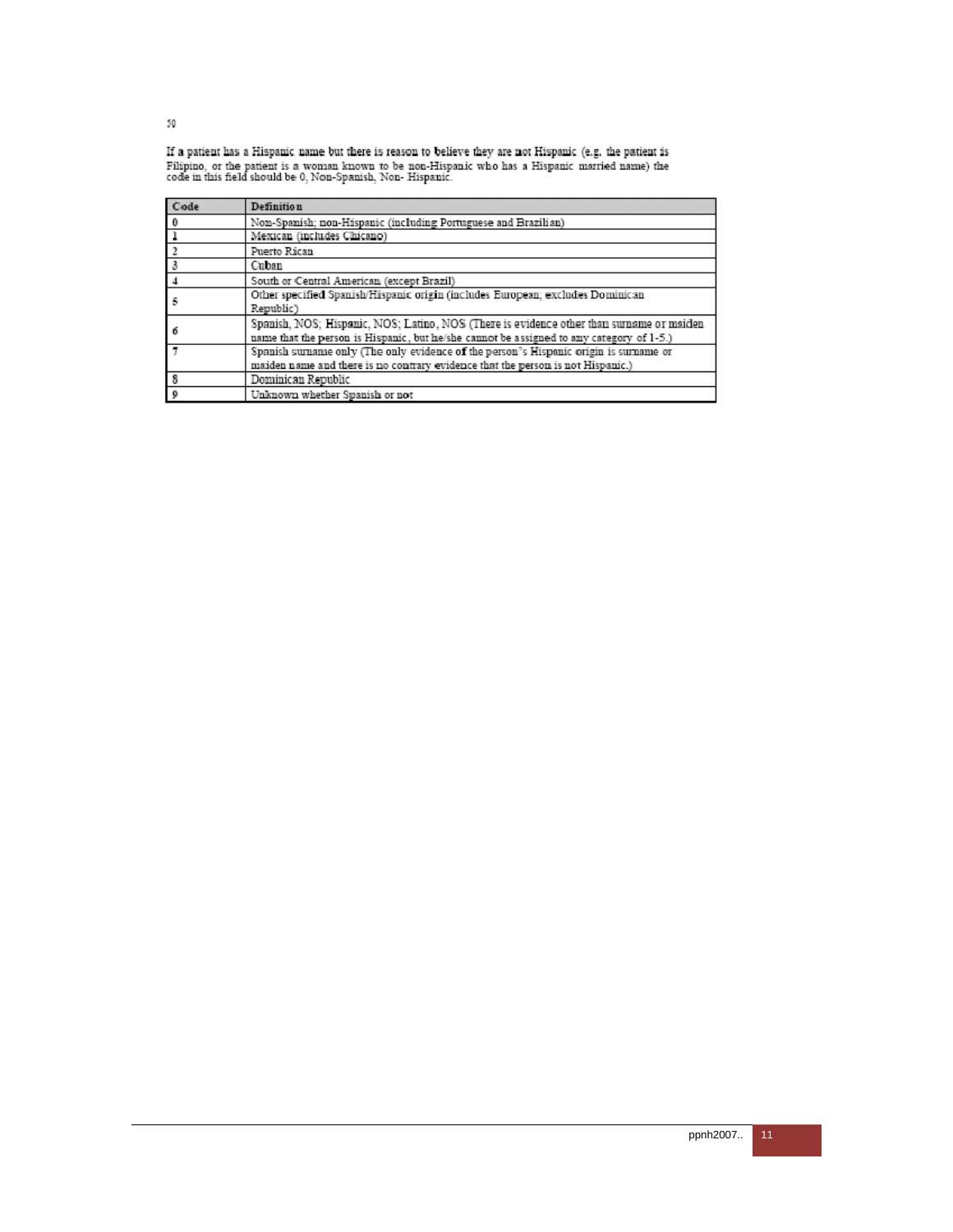50

If a patient has a Hispanic name but there is reason to believe they are not Hispanic (e.g. the patient is Filipino, or the patient is a woman known to be non-Hispanic who has a Hispanic married name) the code in this field should be 0, Non-Spanish, Non- Hispanic.

| Code | Definition |
|---|---|
| 0 | Non-Spanish; non-Hispanic (including Portuguese and Brazilian) |
| 1 | Mexican (includes Chicano) |
| 2 | Puerto Rican |
| 3 | Cuban |
| 4 | South or Central American (except Brazil) |
| 5 | Other specified Spanish/Hispanic origin (includes European; excludes Dominican Republic) |
| 6 | Spanish, NOS; Hispanic, NOS; Latino, NOS (There is evidence other than surname or maiden name that the person is Hispanic, but he/she cannot be assigned to any category of 1-5.) |
| 7 | Spanish surname only (The only evidence of the person's Hispanic origin is surname or maiden name and there is no contrary evidence that the person is not Hispanic.) |
| 8 | Dominican Republic |
| 9 | Unknown whether Spanish or not |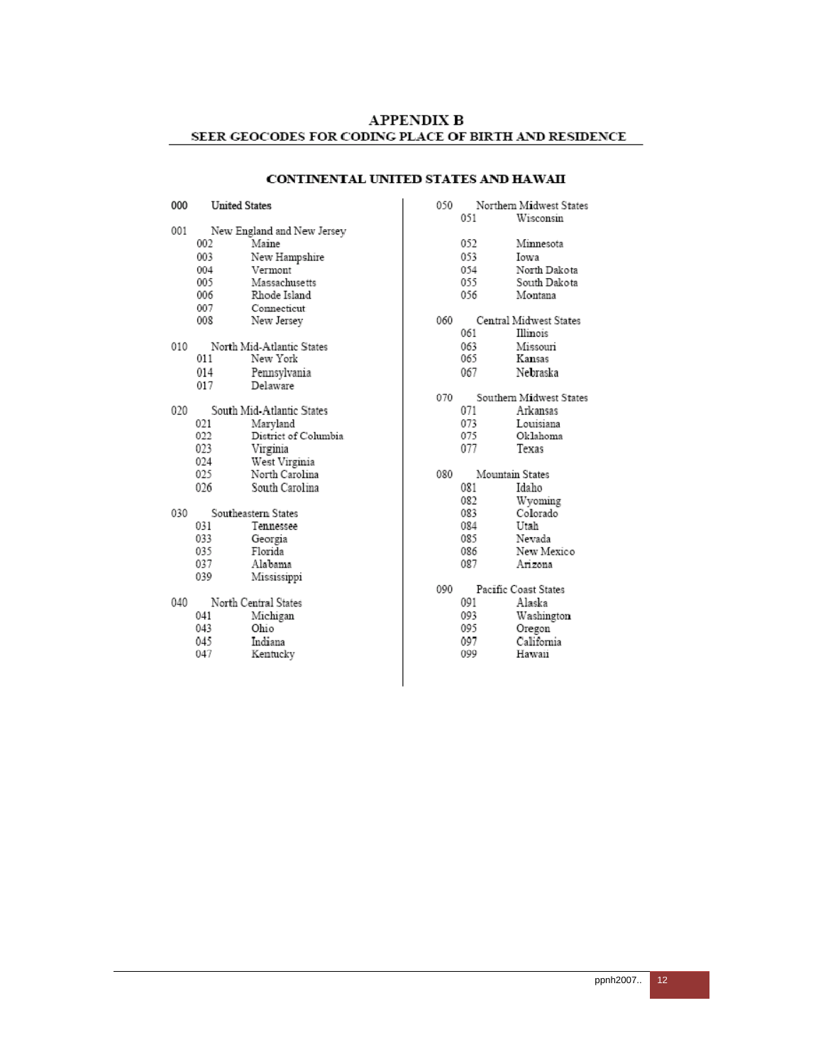# APPENDIX B

## SEER GEOCODES FOR CODING PLACE OF BIRTH AND RESIDENCE

### CONTINENTAL UNITED STATES AND HAWAII

**000 United States**

001 New England and New Jersey
- 002 Maine
- 003 New Hampshire
- 004 Vermont
- 005 Massachusetts
- 006 Rhode Island
- 007 Connecticut
- 008 New Jersey

010 North Mid-Atlantic States
- 011 New York
- 014 Pennsylvania
- 017 Delaware

020 South Mid-Atlantic States
- 021 Maryland
- 022 District of Columbia
- 023 Virginia
- 024 West Virginia
- 025 North Carolina
- 026 South Carolina

030 Southeastern States
- 031 Tennessee
- 033 Georgia
- 035 Florida
- 037 Alabama
- 039 Mississippi

040 North Central States
- 041 Michigan
- 043 Ohio
- 045 Indiana
- 047 Kentucky

050 Northern Midwest States
- 051 Wisconsin
- 052 Minnesota
- 053 Iowa
- 054 North Dakota
- 055 South Dakota
- 056 Montana

060 Central Midwest States
- 061 Illinois
- 063 Missouri
- 065 Kansas
- 067 Nebraska

070 Southern Midwest States
- 071 Arkansas
- 073 Louisiana
- 075 Oklahoma
- 077 Texas

080 Mountain States
- 081 Idaho
- 082 Wyoming
- 083 Colorado
- 084 Utah
- 085 Nevada
- 086 New Mexico
- 087 Arizona

090 Pacific Coast States
- 091 Alaska
- 093 Washington
- 095 Oregon
- 097 California
- 099 Hawaii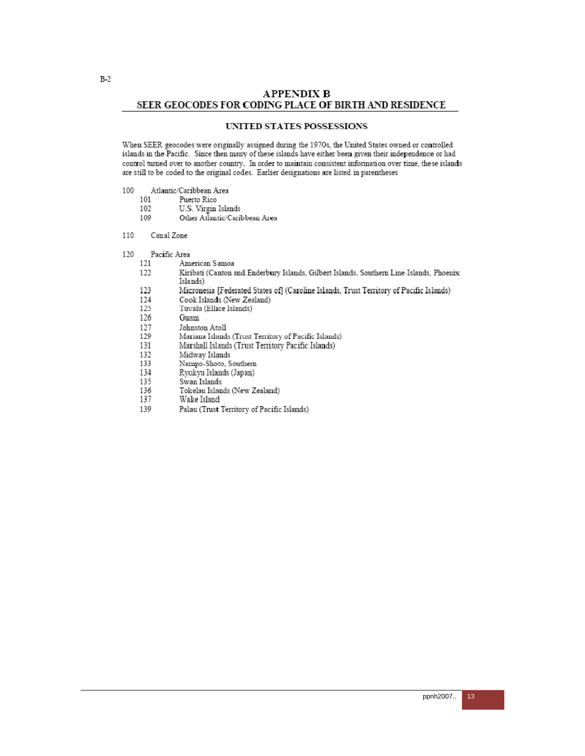# APPENDIX B
## SEER GEOCODES FOR CODING PLACE OF BIRTH AND RESIDENCE

### UNITED STATES POSSESSIONS

When SEER geocodes were originally assigned during the 1970s, the United States owned or controlled islands in the Pacific. Since then many of these islands have either been given their independence or had control turned over to another country. In order to maintain consistent information over time, these islands are still to be coded to the original codes. Earlier designations are listed in parentheses

- 100 Atlantic/Caribbean Area
  - 101 Puerto Rico
  - 102 U.S. Virgin Islands
  - 109 Other Atlantic/Caribbean Area

- 110 Canal Zone

- 120 Pacific Area
  - 121 American Samoa
  - 122 Kiribati (Canton and Enderbury Islands, Gilbert Islands, Southern Line Islands, Phoenix Islands)
  - 123 Micronesia [Federated States of] (Caroline Islands, Trust Territory of Pacific Islands)
  - 124 Cook Islands (New Zealand)
  - 125 Tuvalu (Ellice Islands)
  - 126 Guam
  - 127 Johnston Atoll
  - 129 Mariana Islands (Trust Territory of Pacific Islands)
  - 131 Marshall Islands (Trust Territory Pacific Islands)
  - 132 Midway Islands
  - 133 Nampo-Shoto, Southern
  - 134 Ryukyu Islands (Japan)
  - 135 Swan Islands
  - 136 Tokelau Islands (New Zealand)
  - 137 Wake Island
  - 139 Palau (Trust Territory of Pacific Islands)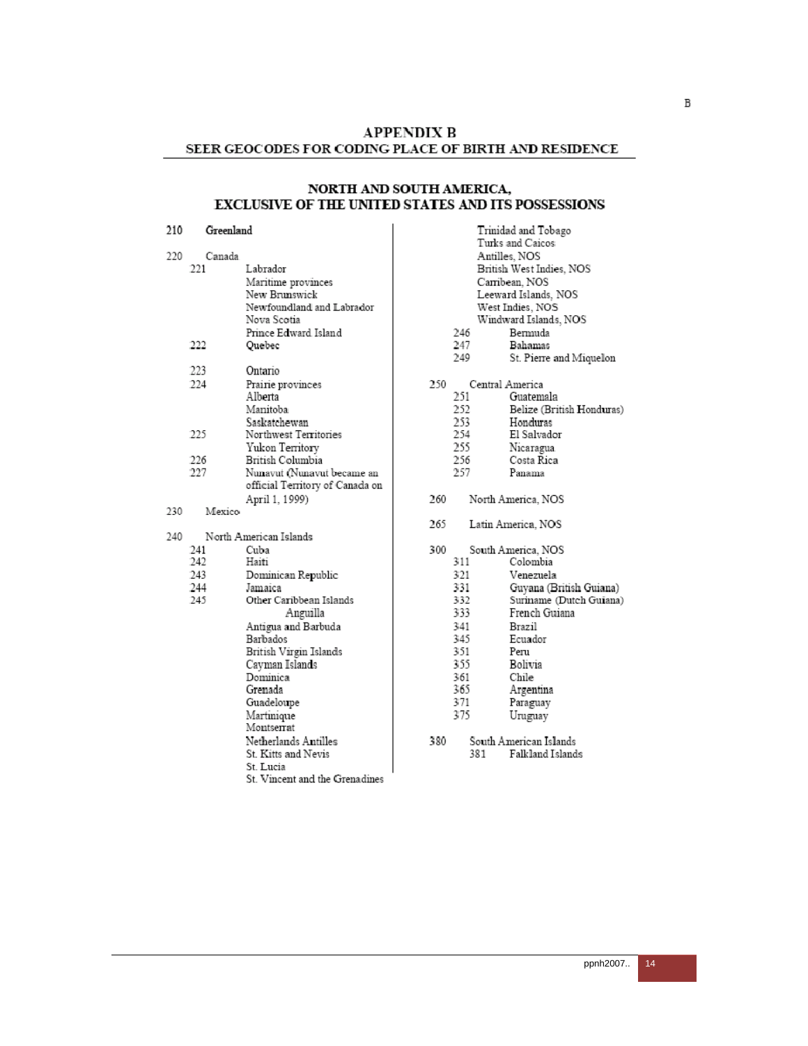# APPENDIX B

## SEER GEOCODES FOR CODING PLACE OF BIRTH AND RESIDENCE

### NORTH AND SOUTH AMERICA, EXCLUSIVE OF THE UNITED STATES AND ITS POSSESSIONS

- 210 Greenland

- 220 Canada
  - 221 Labrador
    - Maritime provinces
    - New Brunswick
    - Newfoundland and Labrador
    - Nova Scotia
    - Prince Edward Island
  - 222 Quebec
  - 223 Ontario
  - 224 Prairie provinces
    - Alberta
    - Manitoba
    - Saskatchewan
  - 225 Northwest Territories
    - Yukon Territory
  - 226 British Columbia
  - 227 Nunavut (Nunavut became an official Territory of Canada on April 1, 1999)

- 230 Mexico

- 240 North American Islands
  - 241 Cuba
  - 242 Haiti
  - 243 Dominican Republic
  - 244 Jamaica
  - 245 Other Caribbean Islands
    - Anguilla
    - Antigua and Barbuda
    - Barbados
    - British Virgin Islands
    - Cayman Islands
    - Dominica
    - Grenada
    - Guadeloupe
    - Martinique
    - Montserrat
    - Netherlands Antilles
    - St. Kitts and Nevis
    - St. Lucia
    - St. Vincent and the Grenadines
    - Trinidad and Tobago
    - Turks and Caicos
    - Antilles, NOS
    - British West Indies, NOS
    - Carribean, NOS
    - Leeward Islands, NOS
    - West Indies, NOS
    - Windward Islands, NOS
  - 246 Bermuda
  - 247 Bahamas
  - 249 St. Pierre and Miquelon

- 250 Central America
  - 251 Guatemala
  - 252 Belize (British Honduras)
  - 253 Honduras
  - 254 El Salvador
  - 255 Nicaragua
  - 256 Costa Rica
  - 257 Panama

- 260 North America, NOS

- 265 Latin America, NOS

- 300 South America, NOS
  - 311 Colombia
  - 321 Venezuela
  - 331 Guyana (British Guiana)
  - 332 Suriname (Dutch Guiana)
  - 333 French Guiana
  - 341 Brazil
  - 345 Ecuador
  - 351 Peru
  - 355 Bolivia
  - 361 Chile
  - 365 Argentina
  - 371 Paraguay
  - 375 Uruguay

- 380 South American Islands
  - 381 Falkland Islands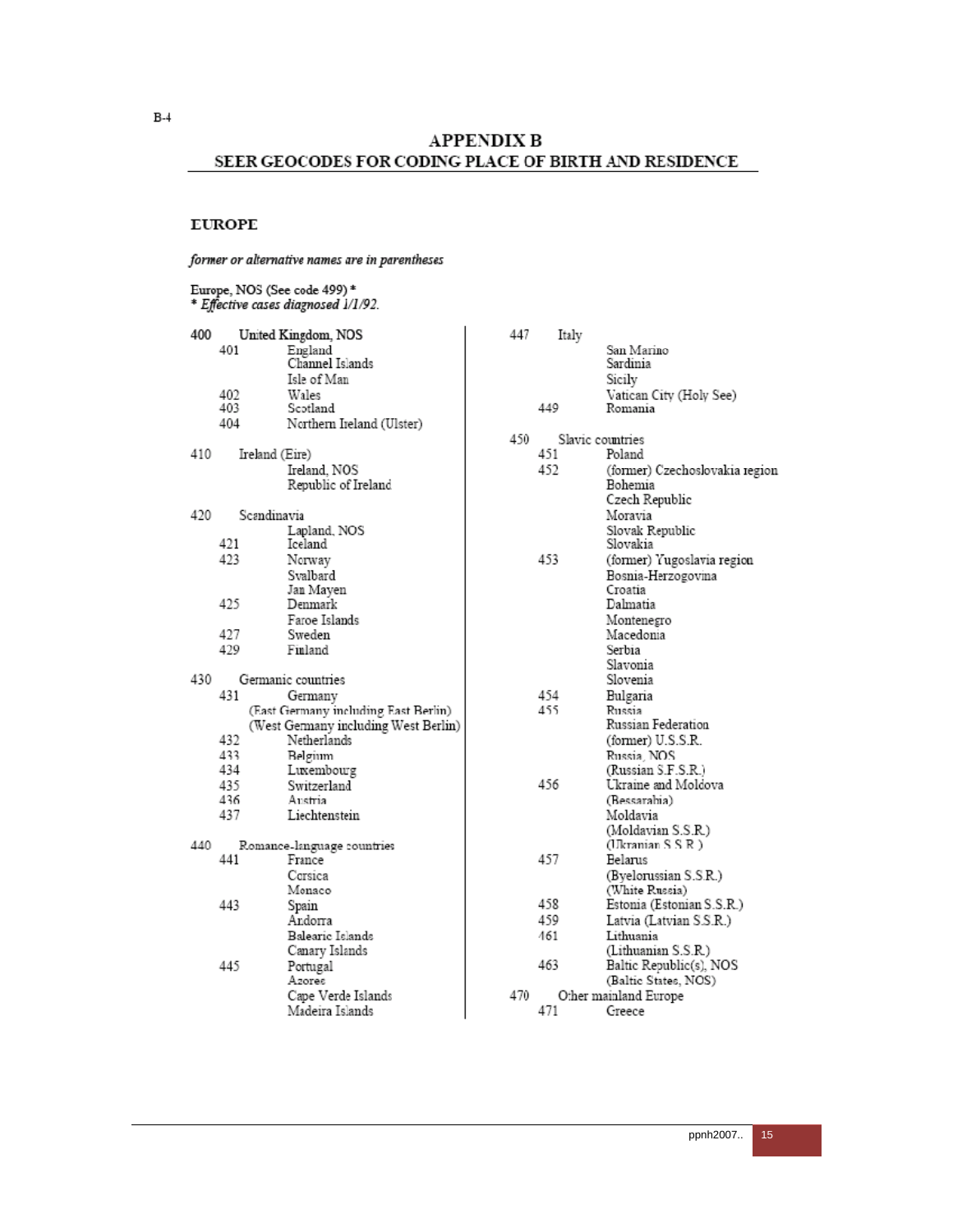# APPENDIX B

## SEER GEOCODES FOR CODING PLACE OF BIRTH AND RESIDENCE

### EUROPE

*former or alternative names are in parentheses*

Europe, NOS (See code 499) *
* *Effective cases diagnosed 1/1/92.*

| Code | Subcode | Name |
|---|---|---|
| 400 | | United Kingdom, NOS |
| | 401 | England |
| | | Channel Islands |
| | | Isle of Man |
| | 402 | Wales |
| | 403 | Scotland |
| | 404 | Northern Ireland (Ulster) |
| 410 | | Ireland (Eire) |
| | | Ireland, NOS |
| | | Republic of Ireland |
| 420 | | Scandinavia |
| | | Lapland, NOS |
| | 421 | Iceland |
| | 423 | Norway |
| | | Svalbard |
| | | Jan Mayen |
| | 425 | Denmark |
| | | Faroe Islands |
| | 427 | Sweden |
| | 429 | Finland |
| 430 | | Germanic countries |
| | 431 | Germany |
| | | (East Germany including East Berlin) |
| | | (West Germany including West Berlin) |
| | 432 | Netherlands |
| | 433 | Belgium |
| | 434 | Luxembourg |
| | 435 | Switzerland |
| | 436 | Austria |
| | 437 | Liechtenstein |
| 440 | | Romance-language countries |
| | 441 | France |
| | | Corsica |
| | | Monaco |
| | 443 | Spain |
| | | Andorra |
| | | Balearic Islands |
| | | Canary Islands |
| | 445 | Portugal |
| | | Azores |
| | | Cape Verde Islands |
| | | Madeira Islands |
| | 447 | Italy |
| | | San Marino |
| | | Sardinia |
| | | Sicily |
| | | Vatican City (Holy See) |
| | 449 | Romania |
| 450 | | Slavic countries |
| | 451 | Poland |
| | 452 | (former) Czechoslovakia region |
| | | Bohemia |
| | | Czech Republic |
| | | Moravia |
| | | Slovak Republic |
| | | Slovakia |
| | 453 | (former) Yugoslavia region |
| | | Bosnia-Herzogovina |
| | | Croatia |
| | | Dalmatia |
| | | Montenegro |
| | | Macedonia |
| | | Serbia |
| | | Slavonia |
| | | Slovenia |
| | 454 | Bulgaria |
| | 455 | Russia |
| | | Russian Federation |
| | | (former) U.S.S.R. |
| | | Russia, NOS |
| | | (Russian S.F.S.R.) |
| | 456 | Ukraine and Moldova |
| | | (Bessarabia) |
| | | Moldavia |
| | | (Moldavian S.S.R.) |
| | | (Ukranian S.S.R.) |
| | 457 | Belarus |
| | | (Byelorussian S.S.R.) |
| | | (White Russia) |
| | 458 | Estonia (Estonian S.S.R.) |
| | 459 | Latvia (Latvian S.S.R.) |
| | 461 | Lithuania |
| | | (Lithuanian S.S.R.) |
| | 463 | Baltic Republic(s), NOS |
| | | (Baltic States, NOS) |
| 470 | | Other mainland Europe |
| | 471 | Greece |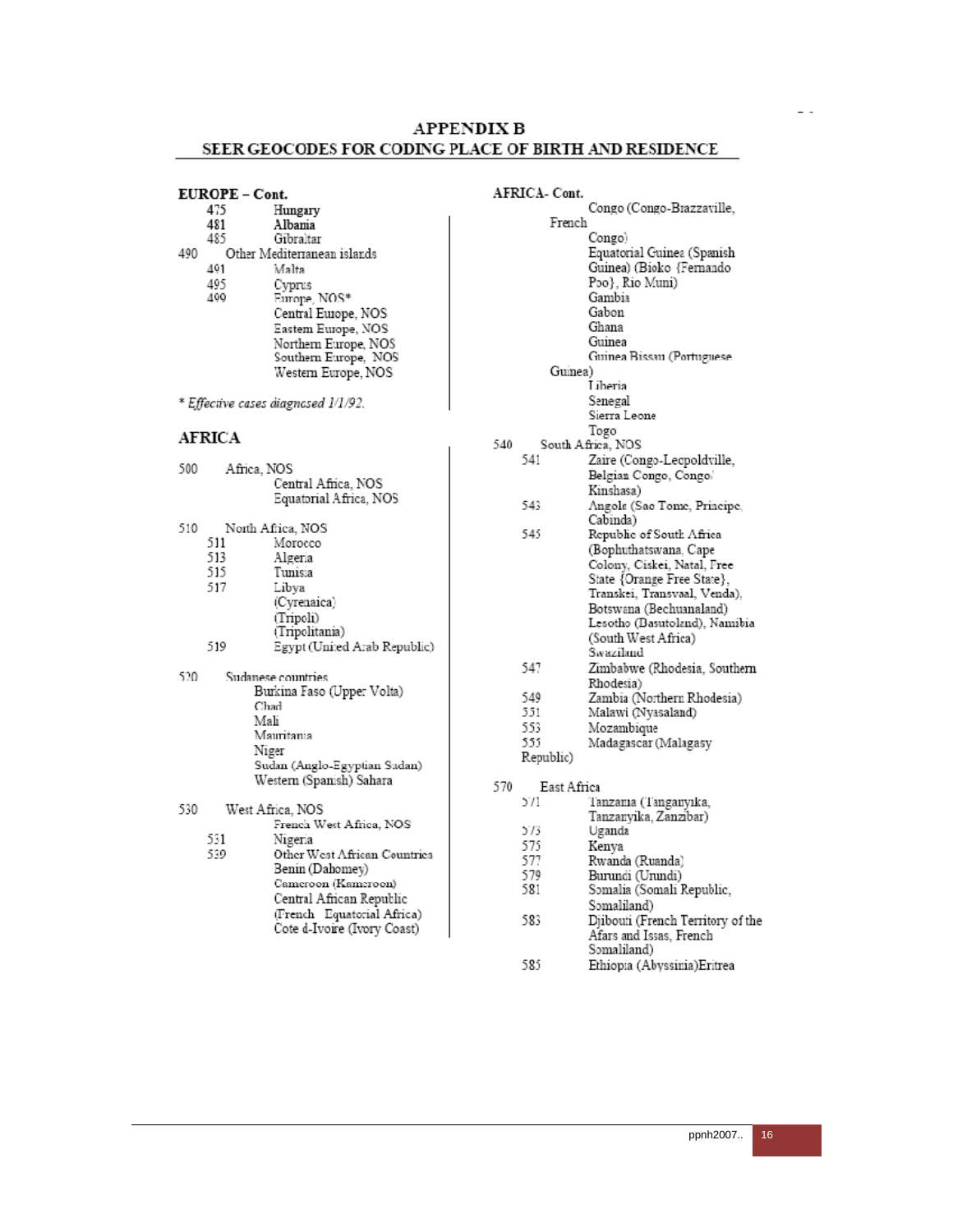# APPENDIX B

## SEER GEOCODES FOR CODING PLACE OF BIRTH AND RESIDENCE

**EUROPE – Cont.**

- 475 Hungary
- 481 Albania
- 485 Gibraltar

490 Other Mediterranean islands

- 491 Malta
- 495 Cyprus
- 499 Europe, NOS*
  - Central Europe, NOS
  - Eastern Europe, NOS
  - Northern Europe, NOS
  - Southern Europe, NOS
  - Western Europe, NOS

*\* Effective cases diagnosed 1/1/92.*

## AFRICA

500 Africa, NOS

- Central Africa, NOS
- Equatorial Africa, NOS

510 North Africa, NOS

- 511 Morocco
- 513 Algeria
- 515 Tunisia
- 517 Libya
  - (Cyrenaica)
  - (Tripoli)
  - (Tripolitania)
- 519 Egypt (United Arab Republic)

520 Sudanese countries

- Burkina Faso (Upper Volta)
- Chad
- Mali
- Mauritania
- Niger
- Sudan (Anglo-Egyptian Sudan)
- Western (Spanish) Sahara

530 West Africa, NOS

- French West Africa, NOS
- 531 Nigeria
- 539 Other West African Countries
  - Benin (Dahomey)
  - Cameroon (Kamaroon)
  - Central African Republic (French Equatorial Africa)
  - Cote d-Ivoire (Ivory Coast)

**AFRICA- Cont.**

- Congo (Congo-Brazzaville, French Congo)
- Equatorial Guinea (Spanish Guinea) (Bioko {Fernando Poo}, Rio Muni)
- Gambia
- Gabon
- Ghana
- Guinea
- Guinea Bissau (Portuguese Guinea)
- Liberia
- Senegal
- Sierra Leone
- Togo

540 South Africa, NOS

- 541 Zaire (Congo-Leopoldville, Belgian Congo, Congo/ Kinshasa)
- 543 Angola (Sao Tome, Principe, Cabinda)
- 545 Republic of South Africa (Bophuthatswana, Cape Colony, Ciskei, Natal, Free State {Orange Free State}, Transkei, Transvaal, Venda), Botswana (Bechuanaland) Lesotho (Basutoland), Namibia (South West Africa) Swaziland
- 547 Zimbabwe (Rhodesia, Southern Rhodesia)
- 549 Zambia (Northern Rhodesia)
- 551 Malawi (Nyasaland)
- 553 Mozambique
- 555 Madagascar (Malagasy Republic)

570 East Africa

- 571 Tanzania (Tanganyika, Tanzanyika, Zanzibar)
- 573 Uganda
- 575 Kenya
- 577 Rwanda (Ruanda)
- 579 Burundi (Urundi)
- 581 Somalia (Somali Republic, Somaliland)
- 583 Djibouti (French Territory of the Afars and Issas, French Somaliland)
- 585 Ethiopia (Abyssinia)Eritrea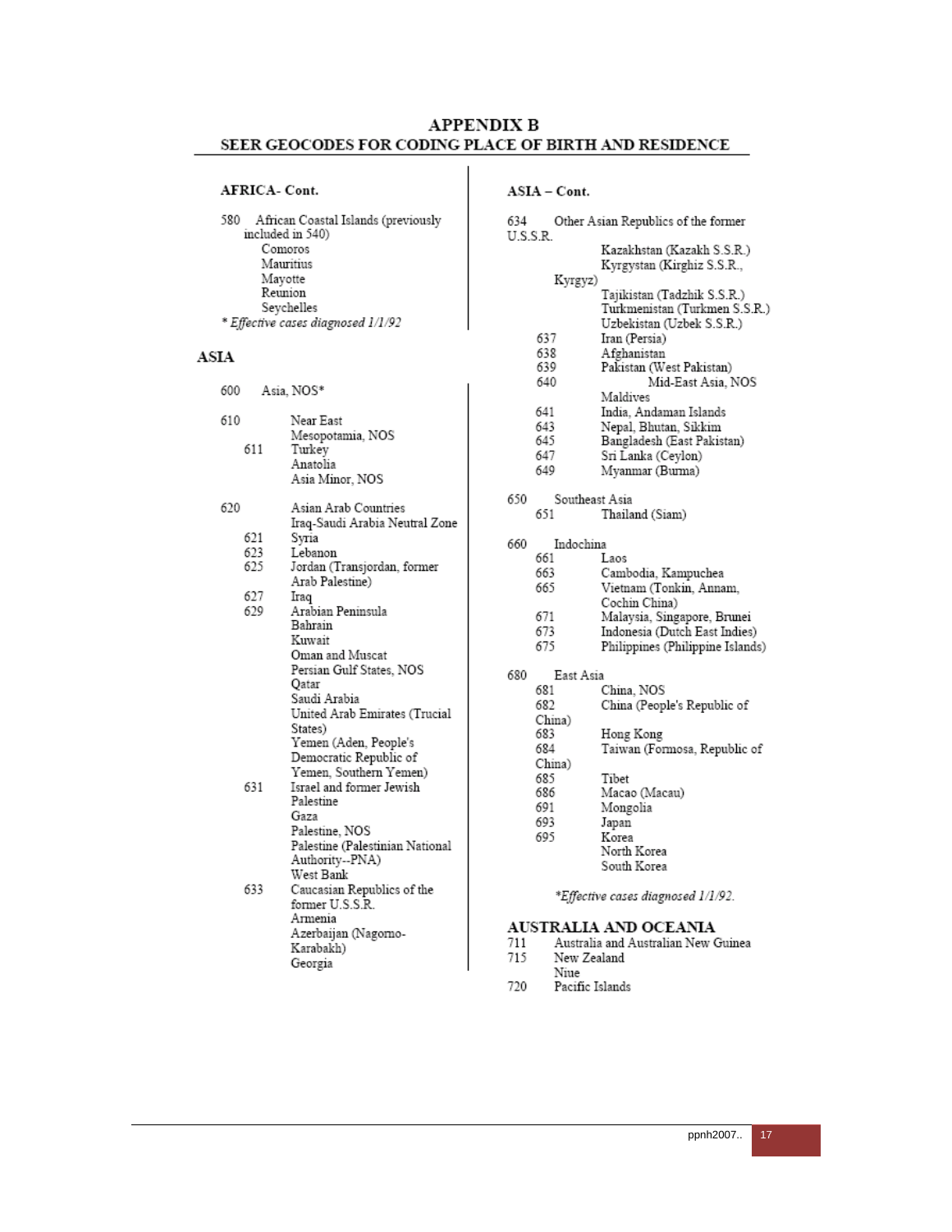# APPENDIX B

## SEER GEOCODES FOR CODING PLACE OF BIRTH AND RESIDENCE

### AFRICA- Cont.

580 African Coastal Islands (previously included in 540)
- Comoros
- Mauritius
- Mayotte
- Reunion
- Seychelles

*\* Effective cases diagnosed 1/1/92*

## ASIA

600 Asia, NOS*

610 Near East
- Mesopotamia, NOS
- 611 Turkey
  - Anatolia
  - Asia Minor, NOS

620 Asian Arab Countries
- Iraq-Saudi Arabia Neutral Zone
- 621 Syria
- 623 Lebanon
- 625 Jordan (Transjordan, former Arab Palestine)
- 627 Iraq
- 629 Arabian Peninsula
  - Bahrain
  - Kuwait
  - Oman and Muscat
  - Persian Gulf States, NOS
  - Qatar
  - Saudi Arabia
  - United Arab Emirates (Trucial States)
  - Yemen (Aden, People's Democratic Republic of Yemen, Southern Yemen)
- 631 Israel and former Jewish Palestine
  - Gaza
  - Palestine, NOS
  - Palestine (Palestinian National Authority--PNA)
  - West Bank
- 633 Caucasian Republics of the former U.S.S.R.
  - Armenia
  - Azerbaijan (Nagorno-Karabakh)
  - Georgia

### ASIA – Cont.

634 Other Asian Republics of the former U.S.S.R.
- Kazakhstan (Kazakh S.S.R.)
- Kyrgystan (Kirghiz S.S.R., Kyrgyz)
- Tajikistan (Tadzhik S.S.R.)
- Turkmenistan (Turkmen S.S.R.)
- Uzbekistan (Uzbek S.S.R.)
- 637 Iran (Persia)
- 638 Afghanistan
- 639 Pakistan (West Pakistan)
- 640 Mid-East Asia, NOS
  - Maldives
- 641 India, Andaman Islands
- 643 Nepal, Bhutan, Sikkim
- 645 Bangladesh (East Pakistan)
- 647 Sri Lanka (Ceylon)
- 649 Myanmar (Burma)

650 Southeast Asia
- 651 Thailand (Siam)

660 Indochina
- 661 Laos
- 663 Cambodia, Kampuchea
- 665 Vietnam (Tonkin, Annam, Cochin China)
- 671 Malaysia, Singapore, Brunei
- 673 Indonesia (Dutch East Indies)
- 675 Philippines (Philippine Islands)

680 East Asia
- 681 China, NOS
- 682 China (People's Republic of China)
- 683 Hong Kong
- 684 Taiwan (Formosa, Republic of China)
- 685 Tibet
- 686 Macao (Macau)
- 691 Mongolia
- 693 Japan
- 695 Korea
  - North Korea
  - South Korea

*\*Effective cases diagnosed 1/1/92.*

## AUSTRALIA AND OCEANIA

711 Australia and Australian New Guinea

715 New Zealand
- Niue

720 Pacific Islands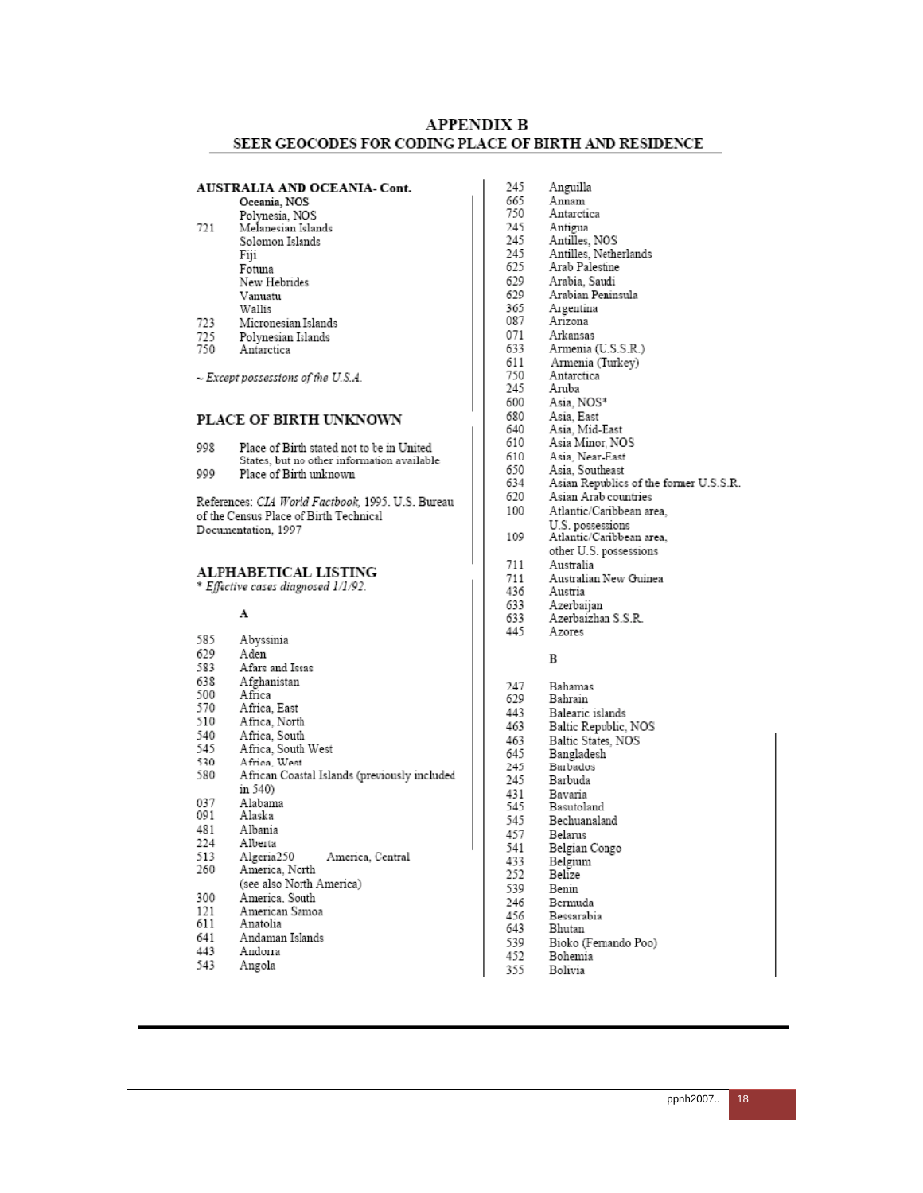# APPENDIX B

## SEER GEOCODES FOR CODING PLACE OF BIRTH AND RESIDENCE

### AUSTRALIA AND OCEANIA- Cont.

| | |
|---|---|
| | Oceania, NOS |
| | Polynesia, NOS |
| 721 | Melanesian Islands |
| | Solomon Islands |
| | Fiji |
| | Fotuna |
| | New Hebrides |
| | Vanuatu |
| | Wallis |
| 723 | Micronesian Islands |
| 725 | Polynesian Islands |
| 750 | Antarctica |

~ *Except possessions of the U.S.A.*

### PLACE OF BIRTH UNKNOWN

| | |
|---|---|
| 998 | Place of Birth stated not to be in United States, but no other information available |
| 999 | Place of Birth unknown |

References: *CIA World Factbook,* 1995. U.S. Bureau of the Census Place of Birth Technical Documentation, 1997

### ALPHABETICAL LISTING

* *Effective cases diagnosed 1/1/92.*

#### A

| | |
|---|---|
| 585 | Abyssinia |
| 629 | Aden |
| 583 | Afars and Issas |
| 638 | Afghanistan |
| 500 | Africa |
| 570 | Africa, East |
| 510 | Africa, North |
| 540 | Africa, South |
| 545 | Africa, South West |
| 530 | Africa, West |
| 580 | African Coastal Islands (previously included in 540) |
| 037 | Alabama |
| 091 | Alaska |
| 481 | Albania |
| 224 | Alberta |
| 513 | Algeria |
| 250 | America, Central |
| 260 | America, North (see also North America) |
| 300 | America, South |
| 121 | American Samoa |
| 611 | Anatolia |
| 641 | Andaman Islands |
| 443 | Andorra |
| 543 | Angola |
| 245 | Anguilla |
| 665 | Annam |
| 750 | Antarctica |
| 245 | Antigua |
| 245 | Antilles, NOS |
| 245 | Antilles, Netherlands |
| 625 | Arab Palestine |
| 629 | Arabia, Saudi |
| 629 | Arabian Peninsula |
| 365 | Argentina |
| 087 | Arizona |
| 071 | Arkansas |
| 633 | Armenia (U.S.S.R.) |
| 611 | Armenia (Turkey) |
| 750 | Antarctica |
| 245 | Aruba |
| 600 | Asia, NOS* |
| 680 | Asia, East |
| 640 | Asia, Mid-East |
| 610 | Asia Minor, NOS |
| 610 | Asia, Near-East |
| 650 | Asia, Southeast |
| 634 | Asian Republics of the former U.S.S.R. |
| 620 | Asian Arab countries |
| 100 | Atlantic/Caribbean area, U.S. possessions |
| 109 | Atlantic/Caribbean area, other U.S. possessions |
| 711 | Australia |
| 711 | Australian New Guinea |
| 436 | Austria |
| 633 | Azerbaijan |
| 633 | Azerbaizhan S.S.R. |
| 445 | Azores |

#### B

| | |
|---|---|
| 247 | Bahamas |
| 629 | Bahrain |
| 443 | Balearic islands |
| 463 | Baltic Republic, NOS |
| 463 | Baltic States, NOS |
| 645 | Bangladesh |
| 245 | Barbados |
| 245 | Barbuda |
| 431 | Bavaria |
| 545 | Basutoland |
| 545 | Bechuanaland |
| 457 | Belarus |
| 541 | Belgian Congo |
| 433 | Belgium |
| 252 | Belize |
| 539 | Benin |
| 246 | Bermuda |
| 456 | Bessarabia |
| 643 | Bhutan |
| 539 | Bioko (Fernando Poo) |
| 452 | Bohemia |
| 355 | Bolivia |